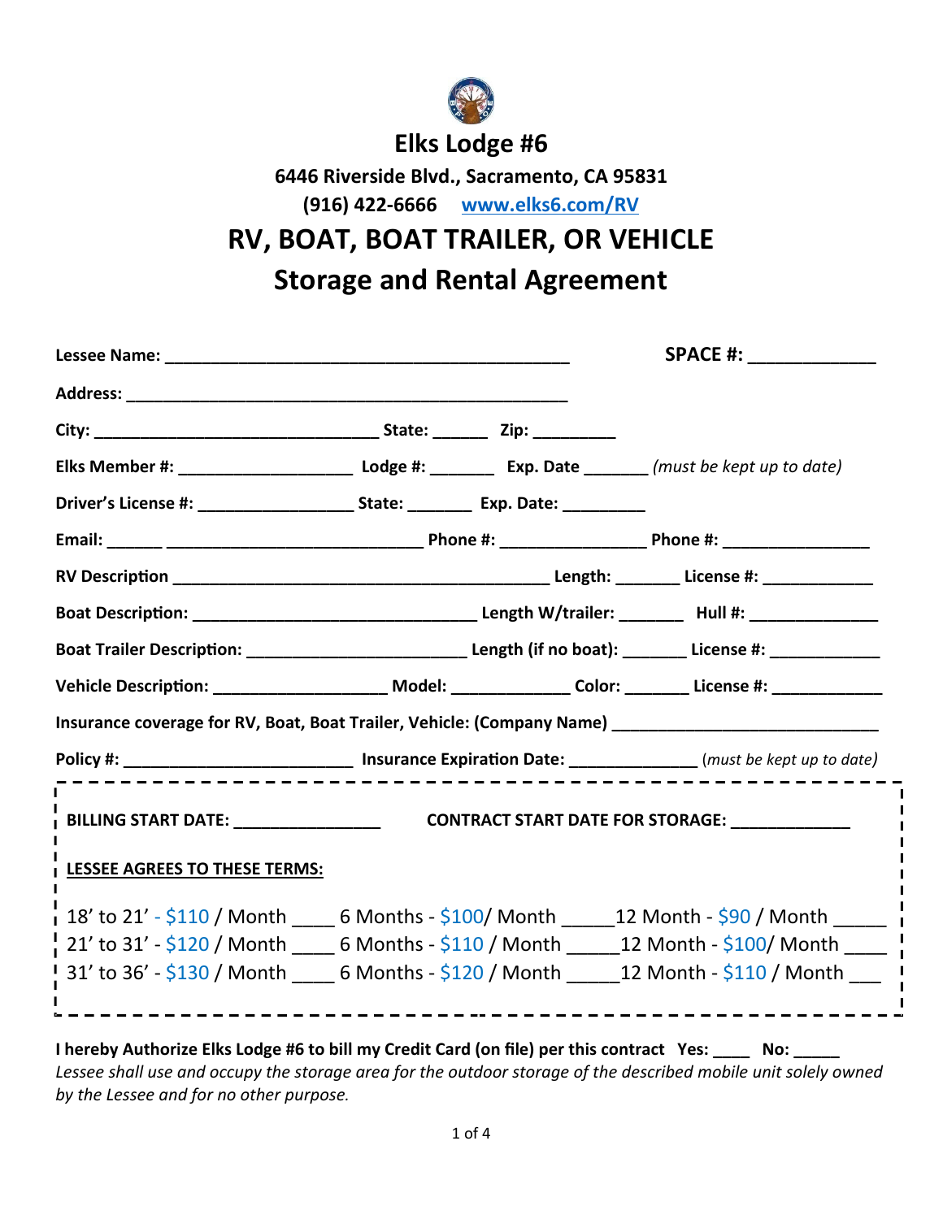# Elks Lodge #6

**6446 Riverside Blvd., Sacramento, CA 95831**

**(916) 422-6666 [www.elks6.com/RV](http://www.elks6.com/RV)**

# RV, BOAT, BOAT TRAILER, OR VEHICLE

# Storage and Rental Agreement

**Lessee Name:** ____________________________________________ **SPACE #:** _____________

**Address:** ________________________________________________

**City:** _______________________________ **State:** ______ **Zip:** _________

**Elks Member #:** __________________ **Lodge #:** _______ **Exp. Date** _______ *(must be kept up to date)*

**Driver's License #:** ________________ **State:** _______ **Exp. Date:** _________

**Email:** ______ ____________________________ **Phone #:** _______________ **Phone #:** ________________

**RV Description** _________________________________________ **Length:** _______ **License #:** ____________

**Boat Description:** _____________________________ **Length W/trailer:** _______ **Hull #:** ______________

**Boat Trailer Description:** _______________________ **Length (if no boat):** _______ **License #:** ____________

**Vehicle Description:** __________________ **Model:** _____________ **Color:** _______ **License #:** ____________

**Insurance coverage for RV, Boat, Boat Trailer, Vehicle: (Company Name)** ____________________________

**Policy #:** ________________________ **Insurance Expiration Date:** _____________ *(must be kept up to date)*

---

**BILLING START DATE:** ________________ **CONTRACT START DATE FOR STORAGE:** _____________

**LESSEE AGREES TO THESE TERMS:**

18' to 21' - $110 / Month ____ 6 Months - $100/ Month _____12 Month - $90 / Month _____

21' to 31' - $120 / Month ____ 6 Months - $110 / Month _____12 Month - $100/ Month ____

31' to 36' - $130 / Month ____ 6 Months - $120 / Month _____12 Month - $110 / Month ___

---

**I hereby Authorize Elks Lodge #6 to bill my Credit Card (on file) per this contract Yes: ____ No: _____**

*Lessee shall use and occupy the storage area for the outdoor storage of the described mobile unit solely owned by the Lessee and for no other purpose.*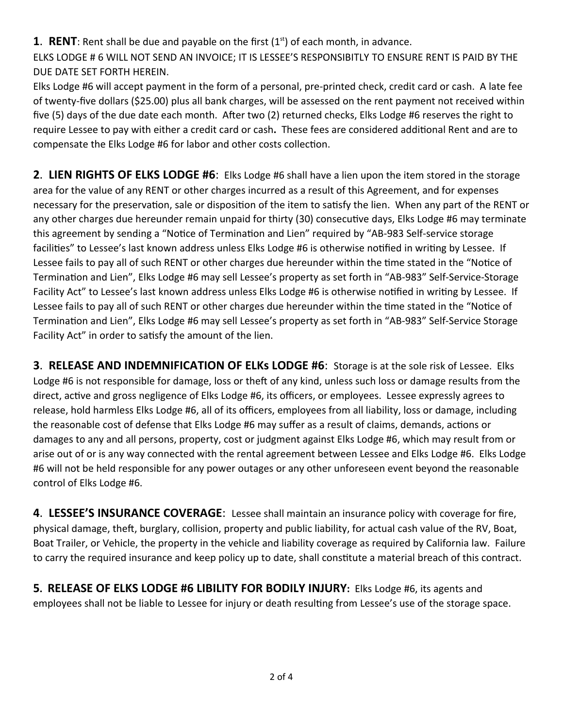**1**. **RENT**: Rent shall be due and payable on the first (1st) of each month, in advance.

ELKS LODGE # 6 WILL NOT SEND AN INVOICE; IT IS LESSEE'S RESPONSIBITLY TO ENSURE RENT IS PAID BY THE DUE DATE SET FORTH HEREIN.

Elks Lodge #6 will accept payment in the form of a personal, pre-printed check, credit card or cash. A late fee of twenty-five dollars ($25.00) plus all bank charges, will be assessed on the rent payment not received within five (5) days of the due date each month. After two (2) returned checks, Elks Lodge #6 reserves the right to require Lessee to pay with either a credit card or cash**.** These fees are considered additional Rent and are to compensate the Elks Lodge #6 for labor and other costs collection.

**2**. **LIEN RIGHTS OF ELKS LODGE #6**: Elks Lodge #6 shall have a lien upon the item stored in the storage area for the value of any RENT or other charges incurred as a result of this Agreement, and for expenses necessary for the preservation, sale or disposition of the item to satisfy the lien. When any part of the RENT or any other charges due hereunder remain unpaid for thirty (30) consecutive days, Elks Lodge #6 may terminate this agreement by sending a "Notice of Termination and Lien" required by "AB-983 Self-service storage facilities" to Lessee's last known address unless Elks Lodge #6 is otherwise notified in writing by Lessee. If Lessee fails to pay all of such RENT or other charges due hereunder within the time stated in the "Notice of Termination and Lien", Elks Lodge #6 may sell Lessee's property as set forth in "AB-983" Self-Service-Storage Facility Act" to Lessee's last known address unless Elks Lodge #6 is otherwise notified in writing by Lessee. If Lessee fails to pay all of such RENT or other charges due hereunder within the time stated in the "Notice of Termination and Lien", Elks Lodge #6 may sell Lessee's property as set forth in "AB-983" Self-Service Storage Facility Act" in order to satisfy the amount of the lien.

**3**. **RELEASE AND INDEMNIFICATION OF ELKs LODGE #6**: Storage is at the sole risk of Lessee. Elks Lodge #6 is not responsible for damage, loss or theft of any kind, unless such loss or damage results from the direct, active and gross negligence of Elks Lodge #6, its officers, or employees. Lessee expressly agrees to release, hold harmless Elks Lodge #6, all of its officers, employees from all liability, loss or damage, including the reasonable cost of defense that Elks Lodge #6 may suffer as a result of claims, demands, actions or damages to any and all persons, property, cost or judgment against Elks Lodge #6, which may result from or arise out of or is any way connected with the rental agreement between Lessee and Elks Lodge #6. Elks Lodge #6 will not be held responsible for any power outages or any other unforeseen event beyond the reasonable control of Elks Lodge #6.

**4**. **LESSEE'S INSURANCE COVERAGE**: Lessee shall maintain an insurance policy with coverage for fire, physical damage, theft, burglary, collision, property and public liability, for actual cash value of the RV, Boat, Boat Trailer, or Vehicle, the property in the vehicle and liability coverage as required by California law. Failure to carry the required insurance and keep policy up to date, shall constitute a material breach of this contract.

**5. RELEASE OF ELKS LODGE #6 LIBILITY FOR BODILY INJURY:** Elks Lodge #6, its agents and employees shall not be liable to Lessee for injury or death resulting from Lessee's use of the storage space.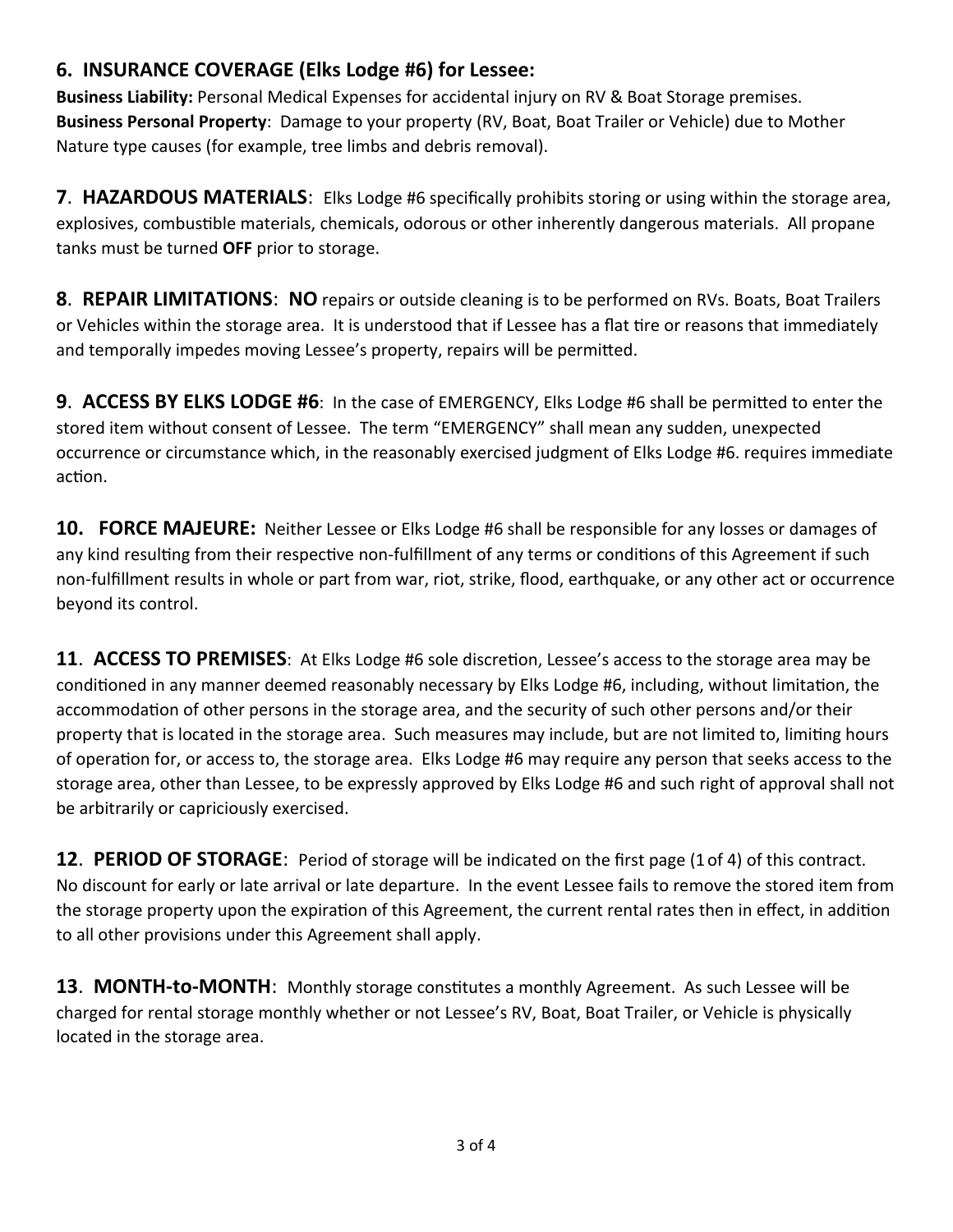**6. INSURANCE COVERAGE (Elks Lodge #6) for Lessee:**

**Business Liability:** Personal Medical Expenses for accidental injury on RV & Boat Storage premises.
**Business Personal Property**: Damage to your property (RV, Boat, Boat Trailer or Vehicle) due to Mother Nature type causes (for example, tree limbs and debris removal).

**7**. **HAZARDOUS MATERIALS**: Elks Lodge #6 specifically prohibits storing or using within the storage area, explosives, combustible materials, chemicals, odorous or other inherently dangerous materials. All propane tanks must be turned **OFF** prior to storage.

**8**. **REPAIR LIMITATIONS**: **NO** repairs or outside cleaning is to be performed on RVs. Boats, Boat Trailers or Vehicles within the storage area. It is understood that if Lessee has a flat tire or reasons that immediately and temporally impedes moving Lessee's property, repairs will be permitted.

**9**. **ACCESS BY ELKS LODGE #6**: In the case of EMERGENCY, Elks Lodge #6 shall be permitted to enter the stored item without consent of Lessee. The term "EMERGENCY" shall mean any sudden, unexpected occurrence or circumstance which, in the reasonably exercised judgment of Elks Lodge #6. requires immediate action.

**10. FORCE MAJEURE:** Neither Lessee or Elks Lodge #6 shall be responsible for any losses or damages of any kind resulting from their respective non-fulfillment of any terms or conditions of this Agreement if such non-fulfillment results in whole or part from war, riot, strike, flood, earthquake, or any other act or occurrence beyond its control.

**11**. **ACCESS TO PREMISES**: At Elks Lodge #6 sole discretion, Lessee's access to the storage area may be conditioned in any manner deemed reasonably necessary by Elks Lodge #6, including, without limitation, the accommodation of other persons in the storage area, and the security of such other persons and/or their property that is located in the storage area. Such measures may include, but are not limited to, limiting hours of operation for, or access to, the storage area. Elks Lodge #6 may require any person that seeks access to the storage area, other than Lessee, to be expressly approved by Elks Lodge #6 and such right of approval shall not be arbitrarily or capriciously exercised.

**12**. **PERIOD OF STORAGE**: Period of storage will be indicated on the first page (1 of 4) of this contract. No discount for early or late arrival or late departure. In the event Lessee fails to remove the stored item from the storage property upon the expiration of this Agreement, the current rental rates then in effect, in addition to all other provisions under this Agreement shall apply.

**13**. **MONTH-to-MONTH**: Monthly storage constitutes a monthly Agreement. As such Lessee will be charged for rental storage monthly whether or not Lessee's RV, Boat, Boat Trailer, or Vehicle is physically located in the storage area.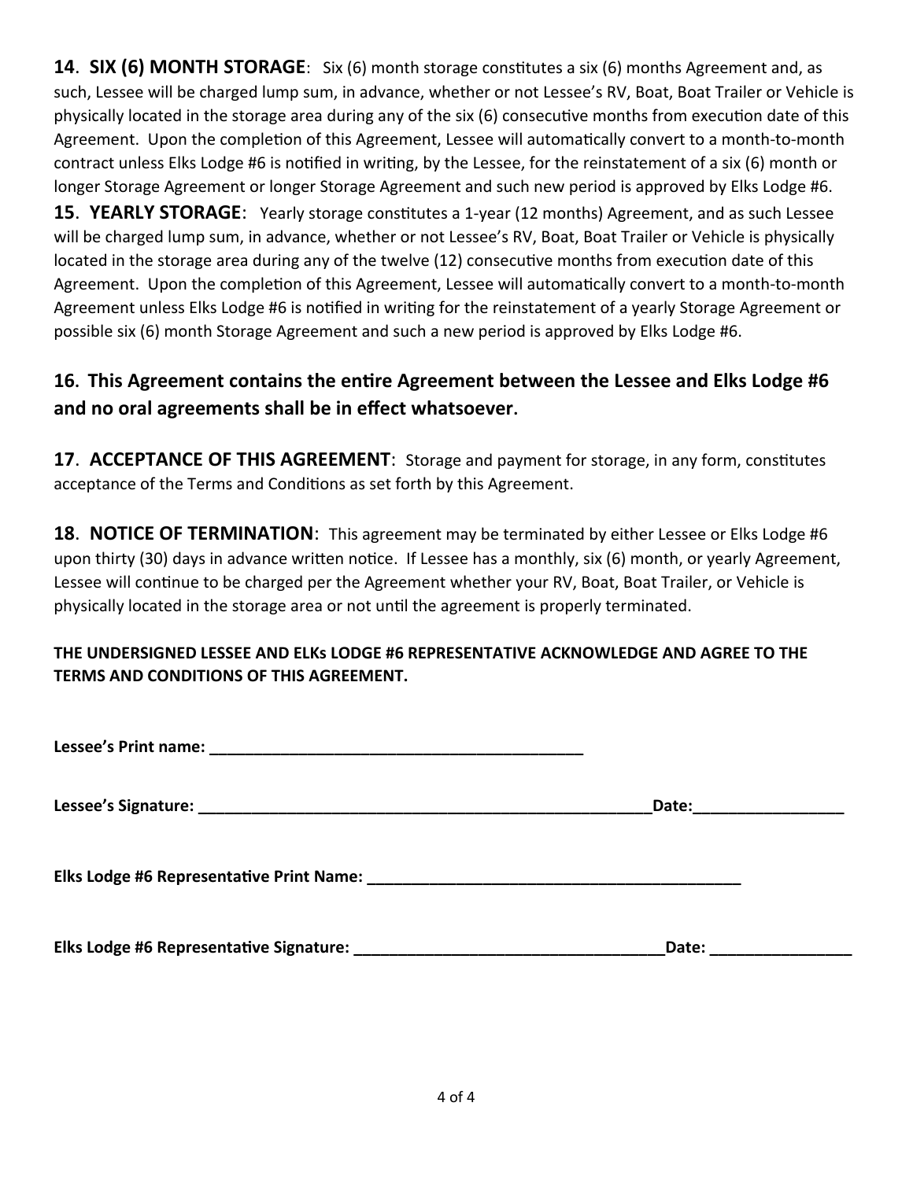**14**. **SIX (6) MONTH STORAGE**: Six (6) month storage constitutes a six (6) months Agreement and, as such, Lessee will be charged lump sum, in advance, whether or not Lessee's RV, Boat, Boat Trailer or Vehicle is physically located in the storage area during any of the six (6) consecutive months from execution date of this Agreement. Upon the completion of this Agreement, Lessee will automatically convert to a month-to-month contract unless Elks Lodge #6 is notified in writing, by the Lessee, for the reinstatement of a six (6) month or longer Storage Agreement or longer Storage Agreement and such new period is approved by Elks Lodge #6.

**15**. **YEARLY STORAGE**: Yearly storage constitutes a 1-year (12 months) Agreement, and as such Lessee will be charged lump sum, in advance, whether or not Lessee's RV, Boat, Boat Trailer or Vehicle is physically located in the storage area during any of the twelve (12) consecutive months from execution date of this Agreement. Upon the completion of this Agreement, Lessee will automatically convert to a month-to-month Agreement unless Elks Lodge #6 is notified in writing for the reinstatement of a yearly Storage Agreement or possible six (6) month Storage Agreement and such a new period is approved by Elks Lodge #6.

**16. This Agreement contains the entire Agreement between the Lessee and Elks Lodge #6 and no oral agreements shall be in effect whatsoever.**

**17**. **ACCEPTANCE OF THIS AGREEMENT**: Storage and payment for storage, in any form, constitutes acceptance of the Terms and Conditions as set forth by this Agreement.

**18**. **NOTICE OF TERMINATION**: This agreement may be terminated by either Lessee or Elks Lodge #6 upon thirty (30) days in advance written notice. If Lessee has a monthly, six (6) month, or yearly Agreement, Lessee will continue to be charged per the Agreement whether your RV, Boat, Boat Trailer, or Vehicle is physically located in the storage area or not until the agreement is properly terminated.

**THE UNDERSIGNED LESSEE AND ELKs LODGE #6 REPRESENTATIVE ACKNOWLEDGE AND AGREE TO THE TERMS AND CONDITIONS OF THIS AGREEMENT.**

**Lessee's Print name: ___________________________________________**

**Lessee's Signature: ______________________________________________________Date:_________________**

**Elks Lodge #6 Representative Print Name: ___________________________________________**

**Elks Lodge #6 Representative Signature: ____________________________________Date: ________________**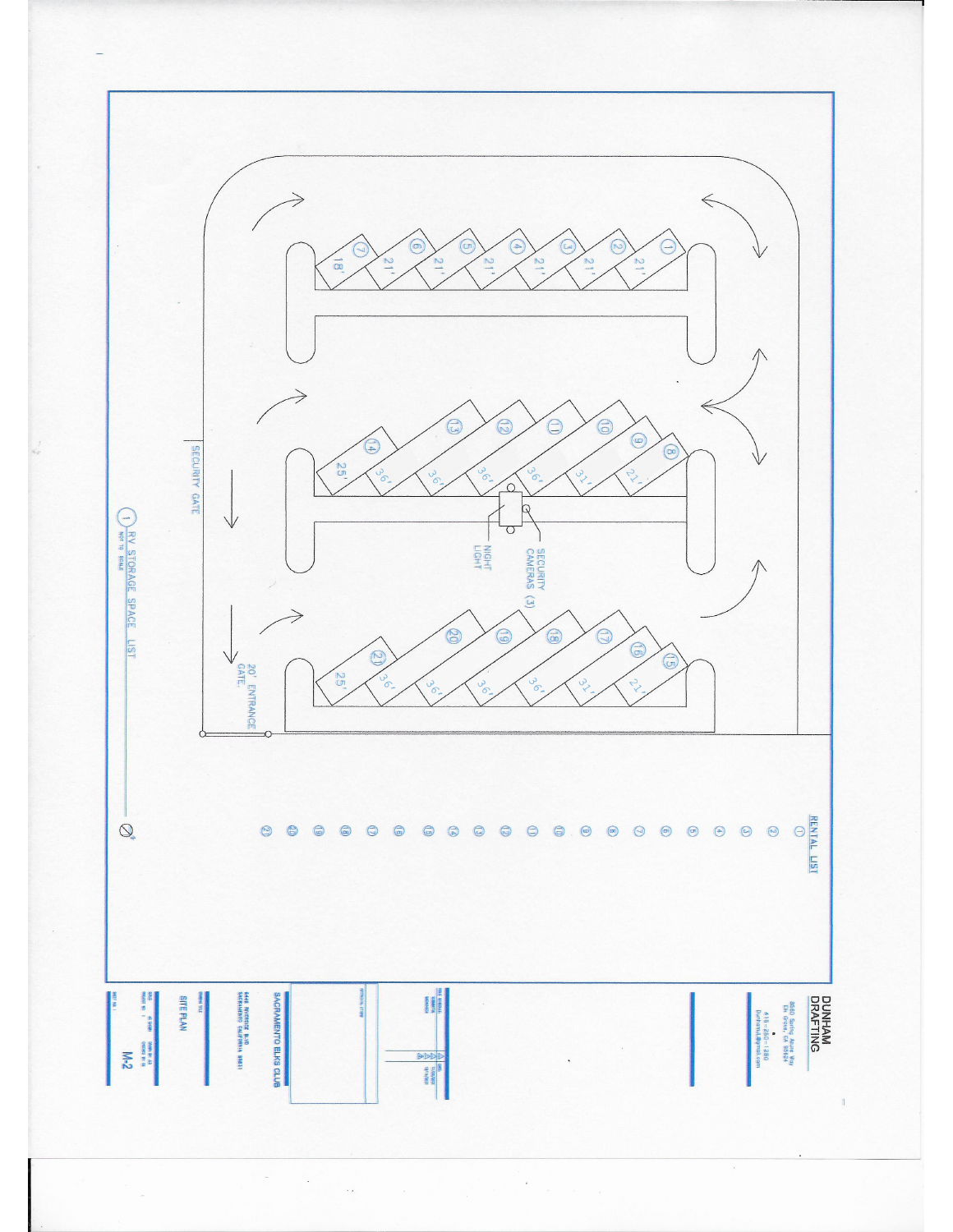RENTAL LIST

1
2
3
4
5
6
7
8
9
10
11
12
13
14
15
16
17
18
19
20
21

SECURITY GATE

20' ENTRANCE GATE.

SECURITY CAMERAS (3)

NIGHT LIGHT

1 RV STORAGE SPACE LIST
NOT TO SCALE

1 21'
2 21'
3 21'
4 21'
5 21'
6 21'
7 18'

8 21'
9 31'
10 36'
11 36'
12 36'
13 36'
14 25'

15 21'
16 31'
17 36'
18 36'
19 36'
20 36'
21 25'

DUNHAM DRAFTING

8660 Spring Acre Way
Elk Grove, CA 95624

415-260-1280

SACRAMENTO ELKS CLUB

6446 RIVERSIDE BLVD
SACRAMENTO CALIFORNIA 95831

SITE PLAN

M-2